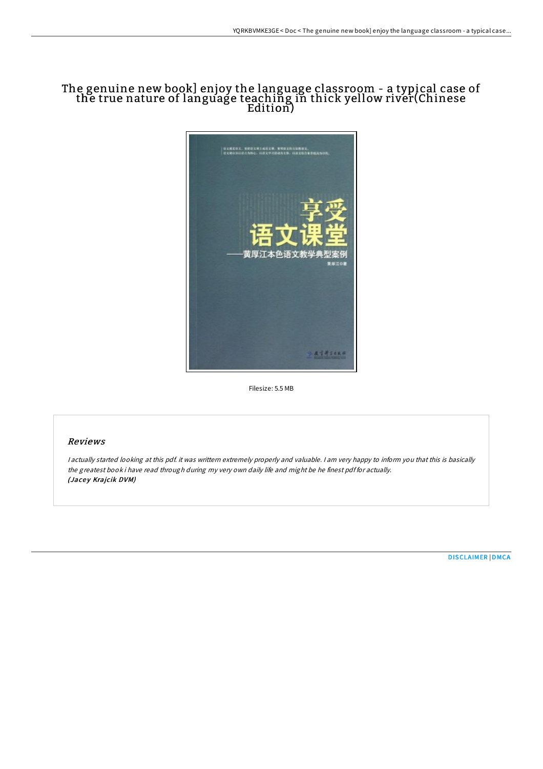# The genuine new book] enjoy the language classroom - a typical case of the true nature of language teaching in thick yellow river(Chinese Edition)

Filesize: 5.5 MB

## Reviews

*I actually started looking at this pdf. it was written extremely properly and valuable. I am very happy to inform you that this is basically the greatest book i have read through during my very own daily life and might be he finest pdf for actually.*
***(Jacey Krajcik DVM)***

DISCLAIMER | DMCA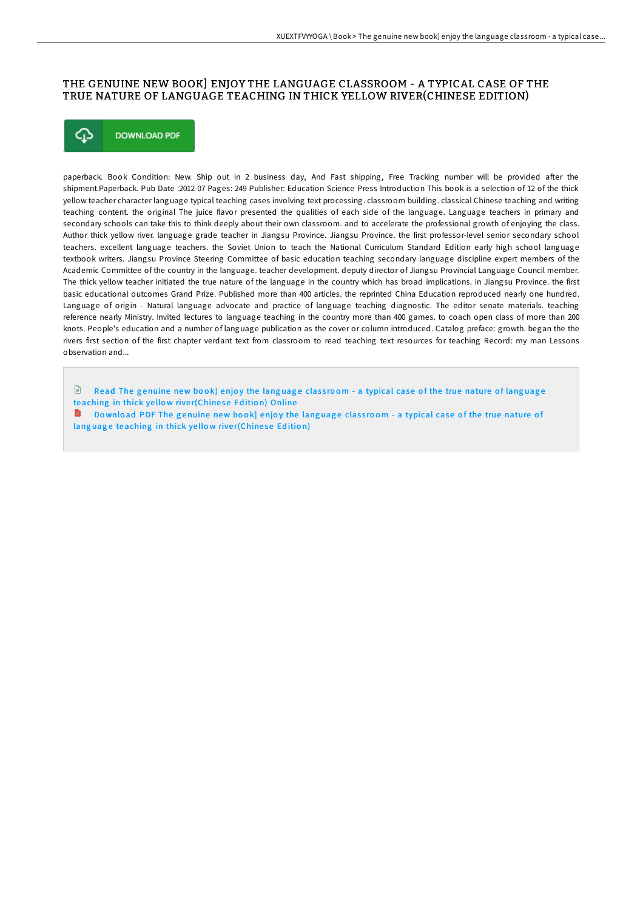# THE GENUINE NEW BOOK] ENJOY THE LANGUAGE CLASSROOM - A TYPICAL CASE OF THE TRUE NATURE OF LANGUAGE TEACHING IN THICK YELLOW RIVER(CHINESE EDITION)

DOWNLOAD PDF

paperback. Book Condition: New. Ship out in 2 business day, And Fast shipping, Free Tracking number will be provided after the shipment.Paperback. Pub Date :2012-07 Pages: 249 Publisher: Education Science Press Introduction This book is a selection of 12 of the thick yellow teacher character language typical teaching cases involving text processing. classroom building. classical Chinese teaching and writing teaching content. the original The juice flavor presented the qualities of each side of the language. Language teachers in primary and secondary schools can take this to think deeply about their own classroom. and to accelerate the professional growth of enjoying the class. Author thick yellow river. language grade teacher in Jiangsu Province. Jiangsu Province. the first professor-level senior secondary school teachers. excellent language teachers. the Soviet Union to teach the National Curriculum Standard Edition early high school language textbook writers. Jiangsu Province Steering Committee of basic education teaching secondary language discipline expert members of the Academic Committee of the country in the language. teacher development. deputy director of Jiangsu Provincial Language Council member. The thick yellow teacher initiated the true nature of the language in the country which has broad implications. in Jiangsu Province. the first basic educational outcomes Grand Prize. Published more than 400 articles. the reprinted China Education reproduced nearly one hundred. Language of origin - Natural language advocate and practice of language teaching diagnostic. The editor senate materials. teaching reference nearly Ministry. Invited lectures to language teaching in the country more than 400 games. to coach open class of more than 200 knots. People's education and a number of language publication as the cover or column introduced. Catalog preface: growth. began the the rivers first section of the first chapter verdant text from classroom to read teaching text resources for teaching Record: my man Lessons observation and...

Read The genuine new book] enjoy the language classroom - a typical case of the true nature of language teaching in thick yellow river(Chinese Edition) Online

Download PDF The genuine new book] enjoy the language classroom - a typical case of the true nature of language teaching in thick yellow river(Chinese Edition)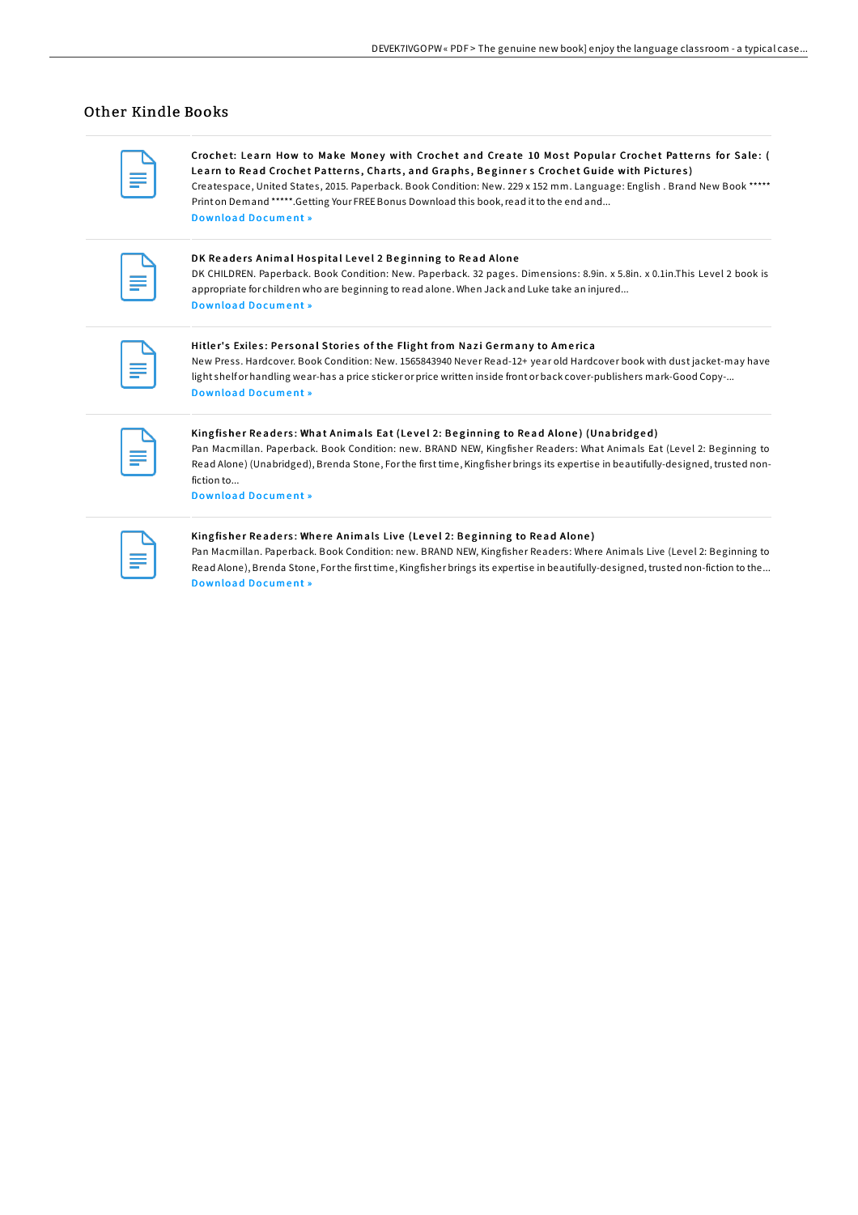## Other Kindle Books

**Crochet: Learn How to Make Money with Crochet and Create 10 Most Popular Crochet Patterns for Sale: ( Learn to Read Crochet Patterns, Charts, and Graphs, Beginner s Crochet Guide with Pictures)**
Createspace, United States, 2015. Paperback. Book Condition: New. 229 x 152 mm. Language: English . Brand New Book ***** Print on Demand *****.Getting Your FREE Bonus Download this book, read it to the end and...
Download Document »

**DK Readers Animal Hospital Level 2 Beginning to Read Alone**
DK CHILDREN. Paperback. Book Condition: New. Paperback. 32 pages. Dimensions: 8.9in. x 5.8in. x 0.1in.This Level 2 book is appropriate for children who are beginning to read alone. When Jack and Luke take an injured...
Download Document »

**Hitler's Exiles: Personal Stories of the Flight from Nazi Germany to America**
New Press. Hardcover. Book Condition: New. 1565843940 Never Read-12+ year old Hardcover book with dust jacket-may have light shelf or handling wear-has a price sticker or price written inside front or back cover-publishers mark-Good Copy-...
Download Document »

**Kingfisher Readers: What Animals Eat (Level 2: Beginning to Read Alone) (Unabridged)**
Pan Macmillan. Paperback. Book Condition: new. BRAND NEW, Kingfisher Readers: What Animals Eat (Level 2: Beginning to Read Alone) (Unabridged), Brenda Stone, For the first time, Kingfisher brings its expertise in beautifully-designed, trusted non-fiction to...
Download Document »

**Kingfisher Readers: Where Animals Live (Level 2: Beginning to Read Alone)**
Pan Macmillan. Paperback. Book Condition: new. BRAND NEW, Kingfisher Readers: Where Animals Live (Level 2: Beginning to Read Alone), Brenda Stone, For the first time, Kingfisher brings its expertise in beautifully-designed, trusted non-fiction to the...
Download Document »